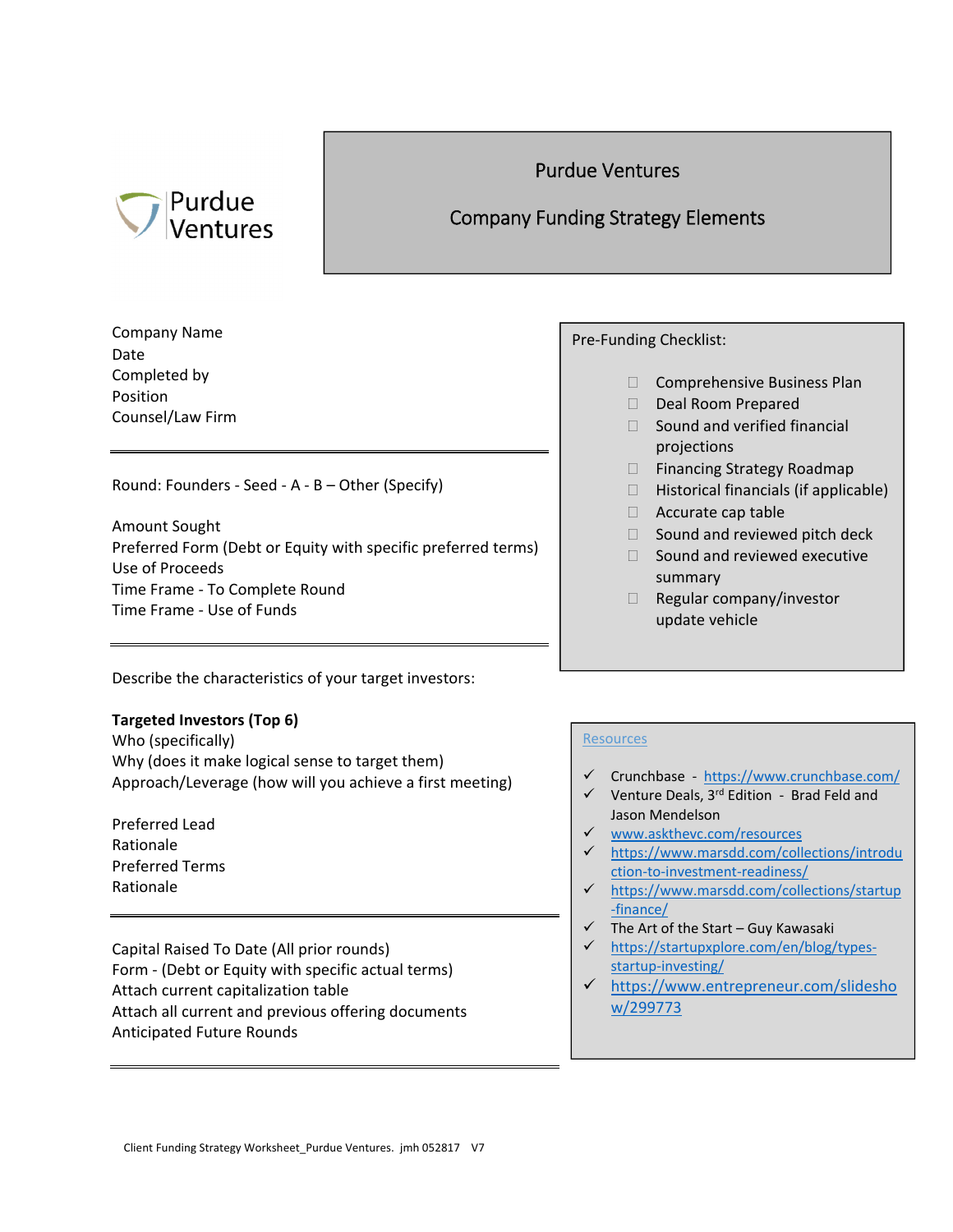Purdue Ventures

# Purdue Ventures

## Company Funding Strategy Elements

Company Name
Date
Completed by
Position
Counsel/Law Firm

---

Round: Founders - Seed - A - B – Other (Specify)

Amount Sought
Preferred Form (Debt or Equity with specific preferred terms)
Use of Proceeds
Time Frame - To Complete Round
Time Frame - Use of Funds

---

Describe the characteristics of your target investors:

**Targeted Investors (Top 6)**
Who (specifically)
Why (does it make logical sense to target them)
Approach/Leverage (how will you achieve a first meeting)

Preferred Lead
Rationale
Preferred Terms
Rationale

---

Capital Raised To Date (All prior rounds)
Form - (Debt or Equity with specific actual terms)
Attach current capitalization table
Attach all current and previous offering documents
Anticipated Future Rounds

---

Pre-Funding Checklist:

- ☐ Comprehensive Business Plan
- ☐ Deal Room Prepared
- ☐ Sound and verified financial projections
- ☐ Financing Strategy Roadmap
- ☐ Historical financials (if applicable)
- ☐ Accurate cap table
- ☐ Sound and reviewed pitch deck
- ☐ Sound and reviewed executive summary
- ☐ Regular company/investor update vehicle

Resources

- ✓ Crunchbase - https://www.crunchbase.com/
- ✓ Venture Deals, 3rd Edition - Brad Feld and Jason Mendelson
- ✓ www.askthevc.com/resources
- ✓ https://www.marsdd.com/collections/introduction-to-investment-readiness/
- ✓ https://www.marsdd.com/collections/startup-finance/
- ✓ The Art of the Start – Guy Kawasaki
- ✓ https://startupxplore.com/en/blog/types-startup-investing/
- ✓ https://www.entrepreneur.com/slideshow/299773

Client Funding Strategy Worksheet_Purdue Ventures. jmh 052817 V7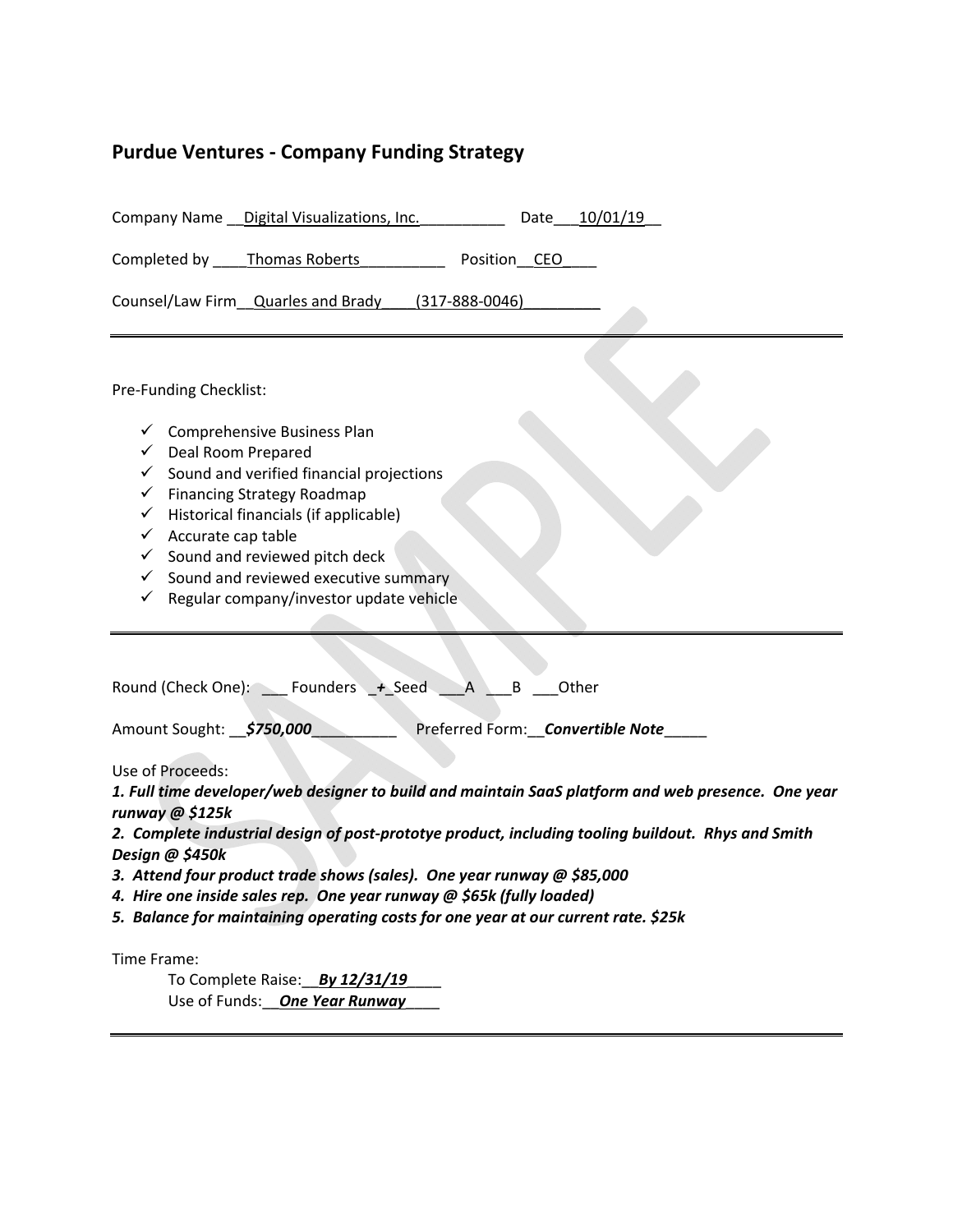## Purdue Ventures - Company Funding Strategy

Company Name __Digital Visualizations, Inc.__________ Date___10/01/19__

Completed by ____Thomas Roberts__________ Position__CEO____

Counsel/Law Firm__Quarles and Brady____(317-888-0046)_________

---

Pre-Funding Checklist:

- ✓ Comprehensive Business Plan
- ✓ Deal Room Prepared
- ✓ Sound and verified financial projections
- ✓ Financing Strategy Roadmap
- ✓ Historical financials (if applicable)
- ✓ Accurate cap table
- ✓ Sound and reviewed pitch deck
- ✓ Sound and reviewed executive summary
- ✓ Regular company/investor update vehicle

---

Round (Check One): ___ Founders _+_Seed ___A ___B ___Other

Amount Sought: __***$750,000***_________ Preferred Form:__***Convertible Note***_____

Use of Proceeds:

***1. Full time developer/web designer to build and maintain SaaS platform and web presence. One year runway @ $125k***

***2. Complete industrial design of post-prototye product, including tooling buildout. Rhys and Smith Design @ $450k***

***3. Attend four product trade shows (sales). One year runway @ $85,000***

***4. Hire one inside sales rep. One year runway @ $65k (fully loaded)***

***5. Balance for maintaining operating costs for one year at our current rate. $25k***

Time Frame:

To Complete Raise:__***By 12/31/19***____

Use of Funds:__***One Year Runway***____

---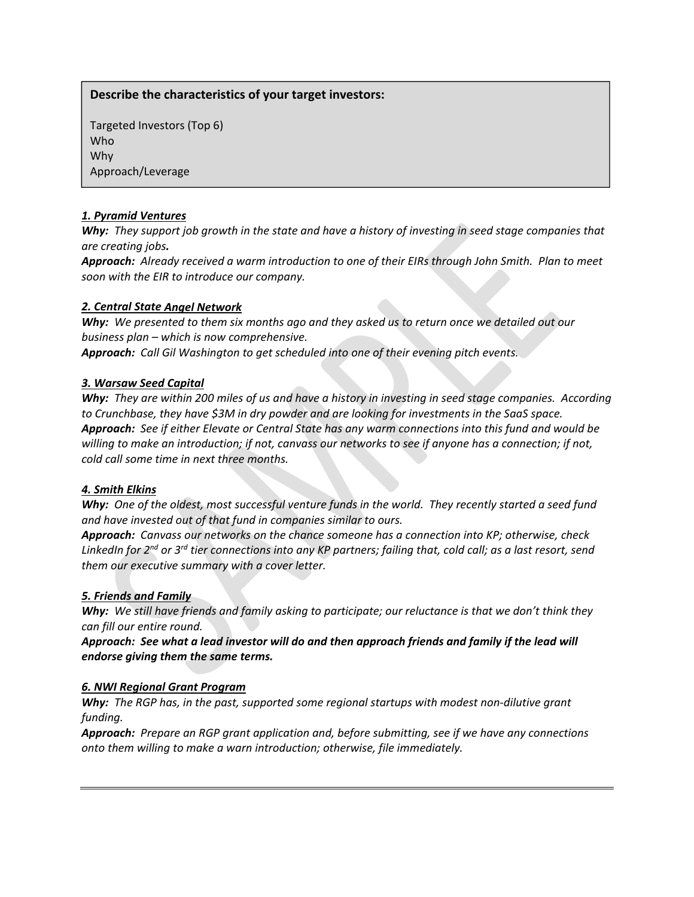**Describe the characteristics of your target investors:**

Targeted Investors (Top 6)
Who
Why
Approach/Leverage

***1. Pyramid Ventures***

***Why:*** *They support job growth in the state and have a history of investing in seed stage companies that are creating jobs.*
***Approach:*** *Already received a warm introduction to one of their EIRs through John Smith. Plan to meet soon with the EIR to introduce our company.*

***2. Central State Angel Network***

***Why:*** *We presented to them six months ago and they asked us to return once we detailed out our business plan – which is now comprehensive.*
***Approach:*** *Call Gil Washington to get scheduled into one of their evening pitch events.*

***3. Warsaw Seed Capital***

***Why:*** *They are within 200 miles of us and have a history in investing in seed stage companies. According to Crunchbase, they have $3M in dry powder and are looking for investments in the SaaS space.*
***Approach:*** *See if either Elevate or Central State has any warm connections into this fund and would be willing to make an introduction; if not, canvass our networks to see if anyone has a connection; if not, cold call some time in next three months.*

***4. Smith Elkins***

***Why:*** *One of the oldest, most successful venture funds in the world. They recently started a seed fund and have invested out of that fund in companies similar to ours.*
***Approach:*** *Canvass our networks on the chance someone has a connection into KP; otherwise, check LinkedIn for 2nd or 3rd tier connections into any KP partners; failing that, cold call; as a last resort, send them our executive summary with a cover letter.*

***5. Friends and Family***

***Why:*** *We still have friends and family asking to participate; our reluctance is that we don't think they can fill our entire round.*
***Approach: See what a lead investor will do and then approach friends and family if the lead will endorse giving them the same terms.***

***6. NWI Regional Grant Program***

***Why:*** *The RGP has, in the past, supported some regional startups with modest non-dilutive grant funding.*
***Approach:*** *Prepare an RGP grant application and, before submitting, see if we have any connections onto them willing to make a warn introduction; otherwise, file immediately.*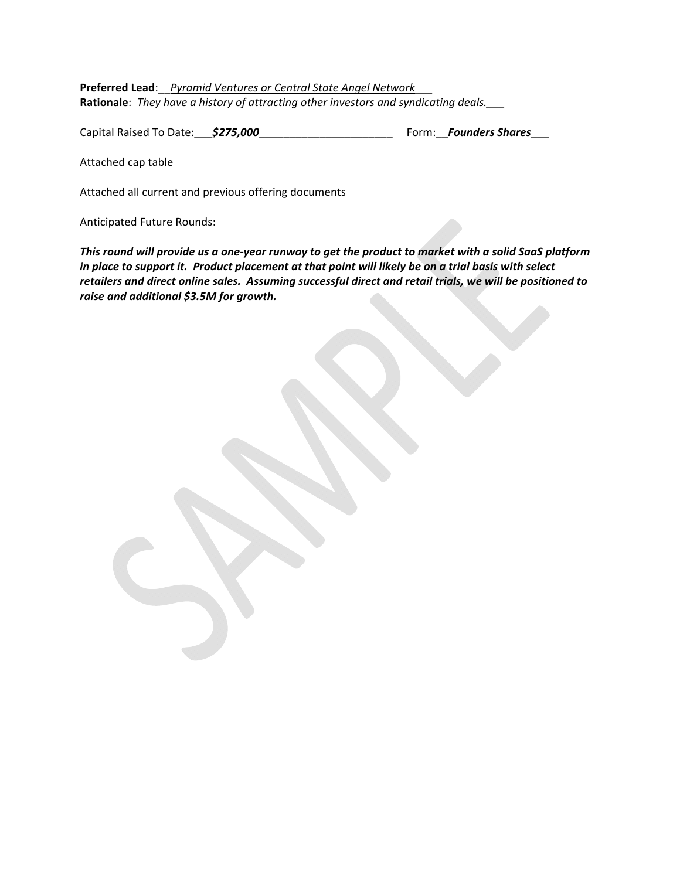**Preferred Lead**: *Pyramid Ventures or Central State Angel Network*
**Rationale**: *They have a history of attracting other investors and syndicating deals.*

Capital Raised To Date: ***$275,000*** Form: ***Founders Shares***

Attached cap table

Attached all current and previous offering documents

Anticipated Future Rounds:

***This round will provide us a one-year runway to get the product to market with a solid SaaS platform in place to support it. Product placement at that point will likely be on a trial basis with select retailers and direct online sales. Assuming successful direct and retail trials, we will be positioned to raise and additional $3.5M for growth.***